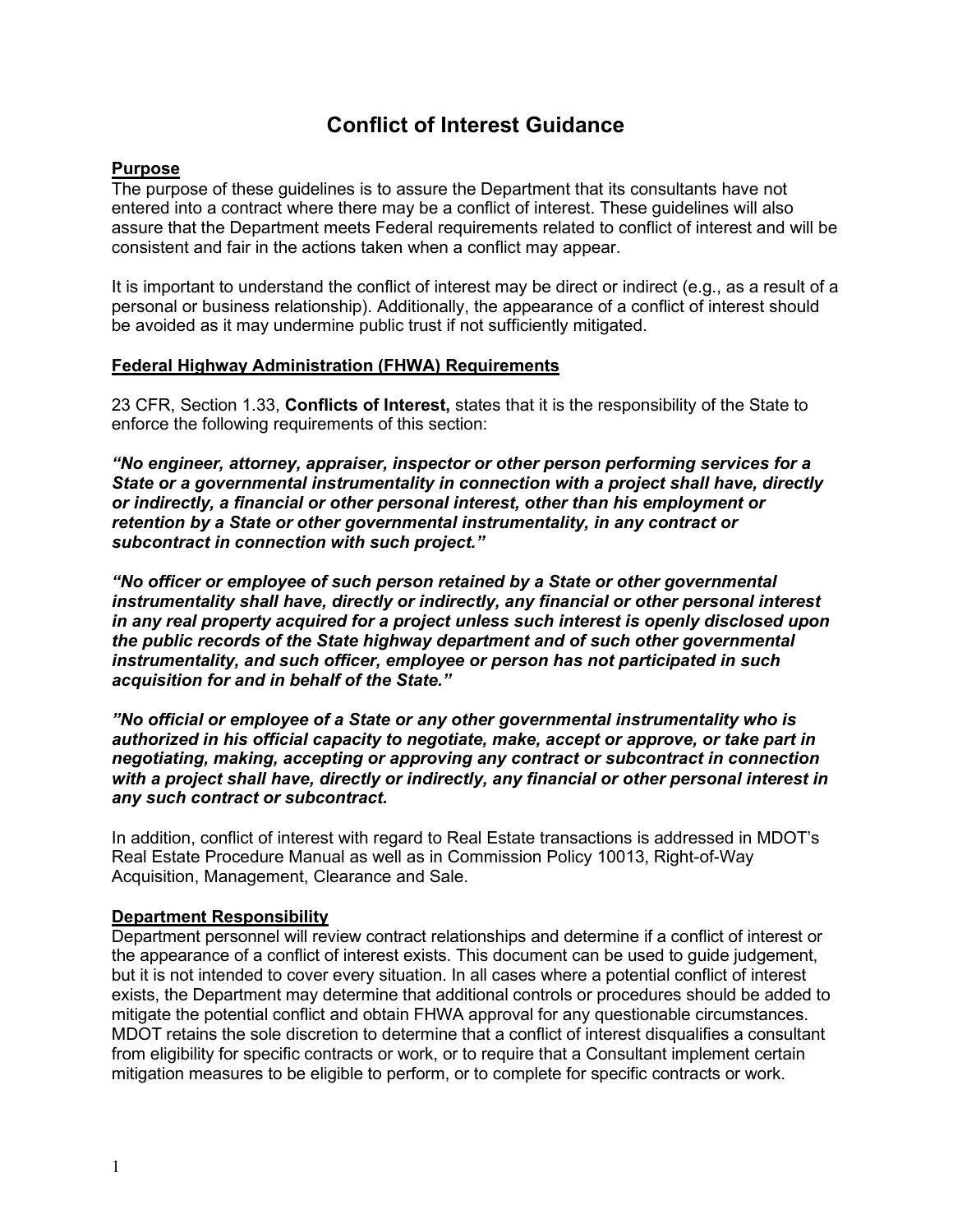# Conflict of Interest Guidance

## Purpose

The purpose of these guidelines is to assure the Department that its consultants have not entered into a contract where there may be a conflict of interest. These guidelines will also assure that the Department meets Federal requirements related to conflict of interest and will be consistent and fair in the actions taken when a conflict may appear.

It is important to understand the conflict of interest may be direct or indirect (e.g., as a result of a personal or business relationship). Additionally, the appearance of a conflict of interest should be avoided as it may undermine public trust if not sufficiently mitigated.

## Federal Highway Administration (FHWA) Requirements

23 CFR, Section 1.33, **Conflicts of Interest,** states that it is the responsibility of the State to enforce the following requirements of this section:

***"No engineer, attorney, appraiser, inspector or other person performing services for a State or a governmental instrumentality in connection with a project shall have, directly or indirectly, a financial or other personal interest, other than his employment or retention by a State or other governmental instrumentality, in any contract or subcontract in connection with such project."***

***"No officer or employee of such person retained by a State or other governmental instrumentality shall have, directly or indirectly, any financial or other personal interest in any real property acquired for a project unless such interest is openly disclosed upon the public records of the State highway department and of such other governmental instrumentality, and such officer, employee or person has not participated in such acquisition for and in behalf of the State."***

***"No official or employee of a State or any other governmental instrumentality who is authorized in his official capacity to negotiate, make, accept or approve, or take part in negotiating, making, accepting or approving any contract or subcontract in connection with a project shall have, directly or indirectly, any financial or other personal interest in any such contract or subcontract.***

In addition, conflict of interest with regard to Real Estate transactions is addressed in MDOT's Real Estate Procedure Manual as well as in Commission Policy 10013, Right-of-Way Acquisition, Management, Clearance and Sale.

## Department Responsibility

Department personnel will review contract relationships and determine if a conflict of interest or the appearance of a conflict of interest exists. This document can be used to guide judgement, but it is not intended to cover every situation. In all cases where a potential conflict of interest exists, the Department may determine that additional controls or procedures should be added to mitigate the potential conflict and obtain FHWA approval for any questionable circumstances. MDOT retains the sole discretion to determine that a conflict of interest disqualifies a consultant from eligibility for specific contracts or work, or to require that a Consultant implement certain mitigation measures to be eligible to perform, or to complete for specific contracts or work.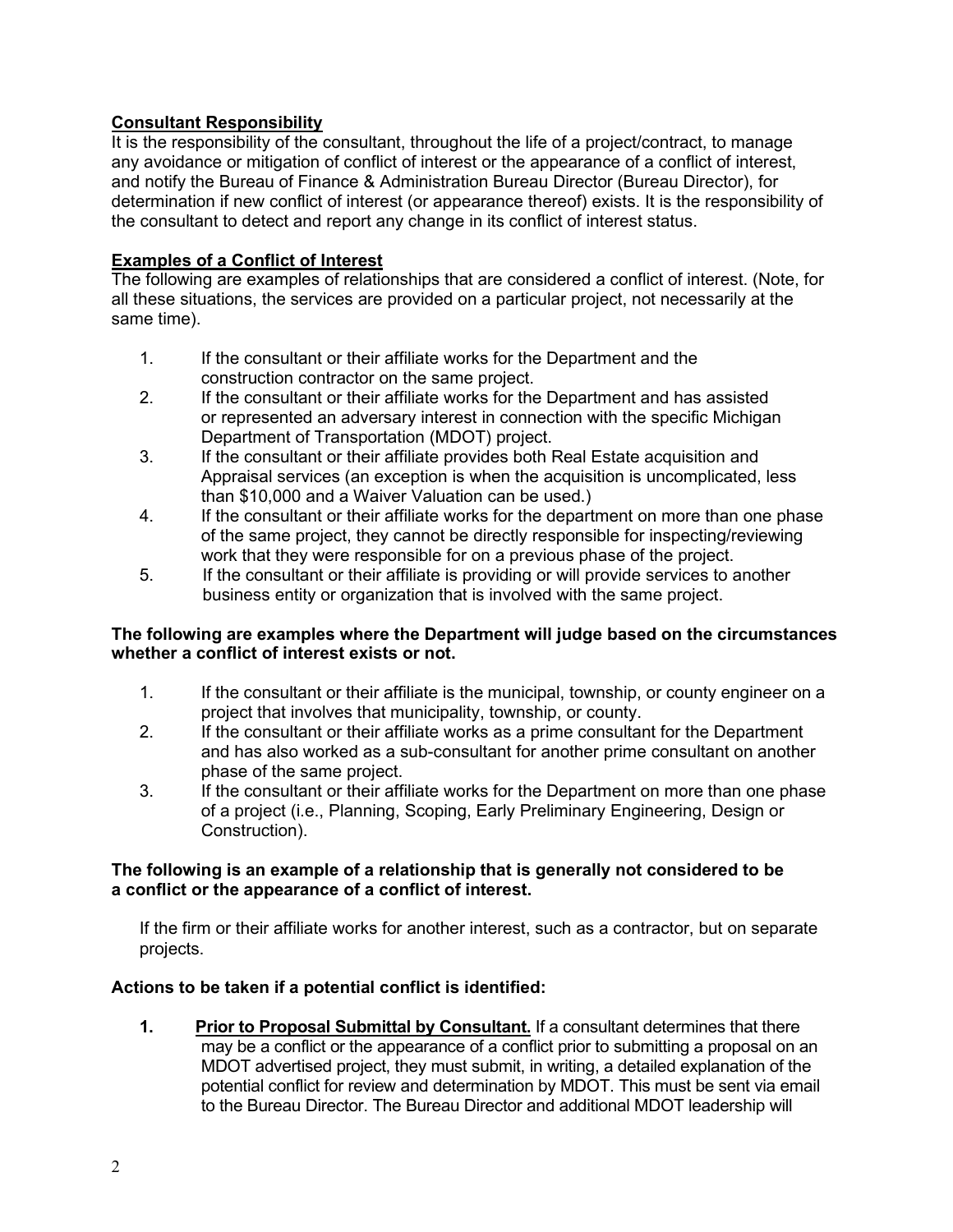**<u>Consultant Responsibility</u>**

It is the responsibility of the consultant, throughout the life of a project/contract, to manage any avoidance or mitigation of conflict of interest or the appearance of a conflict of interest, and notify the Bureau of Finance & Administration Bureau Director (Bureau Director), for determination if new conflict of interest (or appearance thereof) exists. It is the responsibility of the consultant to detect and report any change in its conflict of interest status.

**<u>Examples of a Conflict of Interest</u>**

The following are examples of relationships that are considered a conflict of interest. (Note, for all these situations, the services are provided on a particular project, not necessarily at the same time).

1. If the consultant or their affiliate works for the Department and the construction contractor on the same project.
2. If the consultant or their affiliate works for the Department and has assisted or represented an adversary interest in connection with the specific Michigan Department of Transportation (MDOT) project.
3. If the consultant or their affiliate provides both Real Estate acquisition and Appraisal services (an exception is when the acquisition is uncomplicated, less than $10,000 and a Waiver Valuation can be used.)
4. If the consultant or their affiliate works for the department on more than one phase of the same project, they cannot be directly responsible for inspecting/reviewing work that they were responsible for on a previous phase of the project.
5. If the consultant or their affiliate is providing or will provide services to another business entity or organization that is involved with the same project.

**The following are examples where the Department will judge based on the circumstances whether a conflict of interest exists or not.**

1. If the consultant or their affiliate is the municipal, township, or county engineer on a project that involves that municipality, township, or county.
2. If the consultant or their affiliate works as a prime consultant for the Department and has also worked as a sub-consultant for another prime consultant on another phase of the same project.
3. If the consultant or their affiliate works for the Department on more than one phase of a project (i.e., Planning, Scoping, Early Preliminary Engineering, Design or Construction).

**The following is an example of a relationship that is generally not considered to be a conflict or the appearance of a conflict of interest.**

If the firm or their affiliate works for another interest, such as a contractor, but on separate projects.

**Actions to be taken if a potential conflict is identified:**

1. **<u>Prior to Proposal Submittal by Consultant.</u>** If a consultant determines that there may be a conflict or the appearance of a conflict prior to submitting a proposal on an MDOT advertised project, they must submit, in writing, a detailed explanation of the potential conflict for review and determination by MDOT. This must be sent via email to the Bureau Director. The Bureau Director and additional MDOT leadership will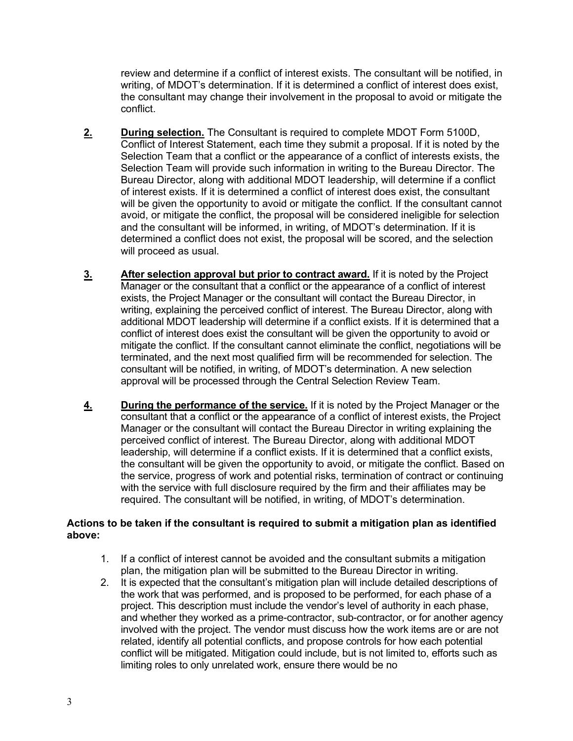review and determine if a conflict of interest exists. The consultant will be notified, in writing, of MDOT's determination. If it is determined a conflict of interest does exist, the consultant may change their involvement in the proposal to avoid or mitigate the conflict.

2. **<u>During selection.</u>** The Consultant is required to complete MDOT Form 5100D, Conflict of Interest Statement, each time they submit a proposal. If it is noted by the Selection Team that a conflict or the appearance of a conflict of interests exists, the Selection Team will provide such information in writing to the Bureau Director. The Bureau Director, along with additional MDOT leadership, will determine if a conflict of interest exists. If it is determined a conflict of interest does exist, the consultant will be given the opportunity to avoid or mitigate the conflict. If the consultant cannot avoid, or mitigate the conflict, the proposal will be considered ineligible for selection and the consultant will be informed, in writing, of MDOT's determination. If it is determined a conflict does not exist, the proposal will be scored, and the selection will proceed as usual.

3. **<u>After selection approval but prior to contract award.</u>** If it is noted by the Project Manager or the consultant that a conflict or the appearance of a conflict of interest exists, the Project Manager or the consultant will contact the Bureau Director, in writing, explaining the perceived conflict of interest. The Bureau Director, along with additional MDOT leadership will determine if a conflict exists. If it is determined that a conflict of interest does exist the consultant will be given the opportunity to avoid or mitigate the conflict. If the consultant cannot eliminate the conflict, negotiations will be terminated, and the next most qualified firm will be recommended for selection. The consultant will be notified, in writing, of MDOT's determination. A new selection approval will be processed through the Central Selection Review Team.

4. **<u>During the performance of the service.</u>** If it is noted by the Project Manager or the consultant that a conflict or the appearance of a conflict of interest exists, the Project Manager or the consultant will contact the Bureau Director in writing explaining the perceived conflict of interest. The Bureau Director, along with additional MDOT leadership, will determine if a conflict exists. If it is determined that a conflict exists, the consultant will be given the opportunity to avoid, or mitigate the conflict. Based on the service, progress of work and potential risks, termination of contract or continuing with the service with full disclosure required by the firm and their affiliates may be required. The consultant will be notified, in writing, of MDOT's determination.

**Actions to be taken if the consultant is required to submit a mitigation plan as identified above:**

1. If a conflict of interest cannot be avoided and the consultant submits a mitigation plan, the mitigation plan will be submitted to the Bureau Director in writing.
2. It is expected that the consultant's mitigation plan will include detailed descriptions of the work that was performed, and is proposed to be performed, for each phase of a project. This description must include the vendor's level of authority in each phase, and whether they worked as a prime-contractor, sub-contractor, or for another agency involved with the project. The vendor must discuss how the work items are or are not related, identify all potential conflicts, and propose controls for how each potential conflict will be mitigated. Mitigation could include, but is not limited to, efforts such as limiting roles to only unrelated work, ensure there would be no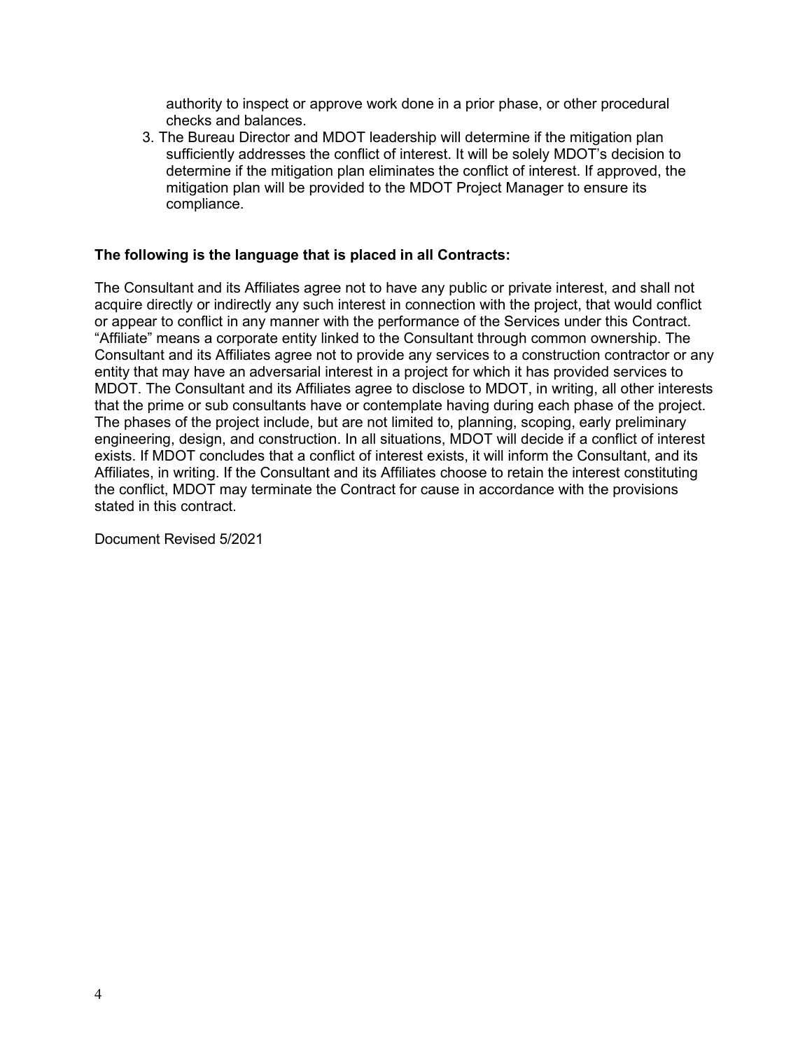authority to inspect or approve work done in a prior phase, or other procedural checks and balances.

3. The Bureau Director and MDOT leadership will determine if the mitigation plan sufficiently addresses the conflict of interest. It will be solely MDOT's decision to determine if the mitigation plan eliminates the conflict of interest. If approved, the mitigation plan will be provided to the MDOT Project Manager to ensure its compliance.

**The following is the language that is placed in all Contracts:**

The Consultant and its Affiliates agree not to have any public or private interest, and shall not acquire directly or indirectly any such interest in connection with the project, that would conflict or appear to conflict in any manner with the performance of the Services under this Contract. "Affiliate" means a corporate entity linked to the Consultant through common ownership. The Consultant and its Affiliates agree not to provide any services to a construction contractor or any entity that may have an adversarial interest in a project for which it has provided services to MDOT. The Consultant and its Affiliates agree to disclose to MDOT, in writing, all other interests that the prime or sub consultants have or contemplate having during each phase of the project. The phases of the project include, but are not limited to, planning, scoping, early preliminary engineering, design, and construction. In all situations, MDOT will decide if a conflict of interest exists. If MDOT concludes that a conflict of interest exists, it will inform the Consultant, and its Affiliates, in writing. If the Consultant and its Affiliates choose to retain the interest constituting the conflict, MDOT may terminate the Contract for cause in accordance with the provisions stated in this contract.

Document Revised 5/2021